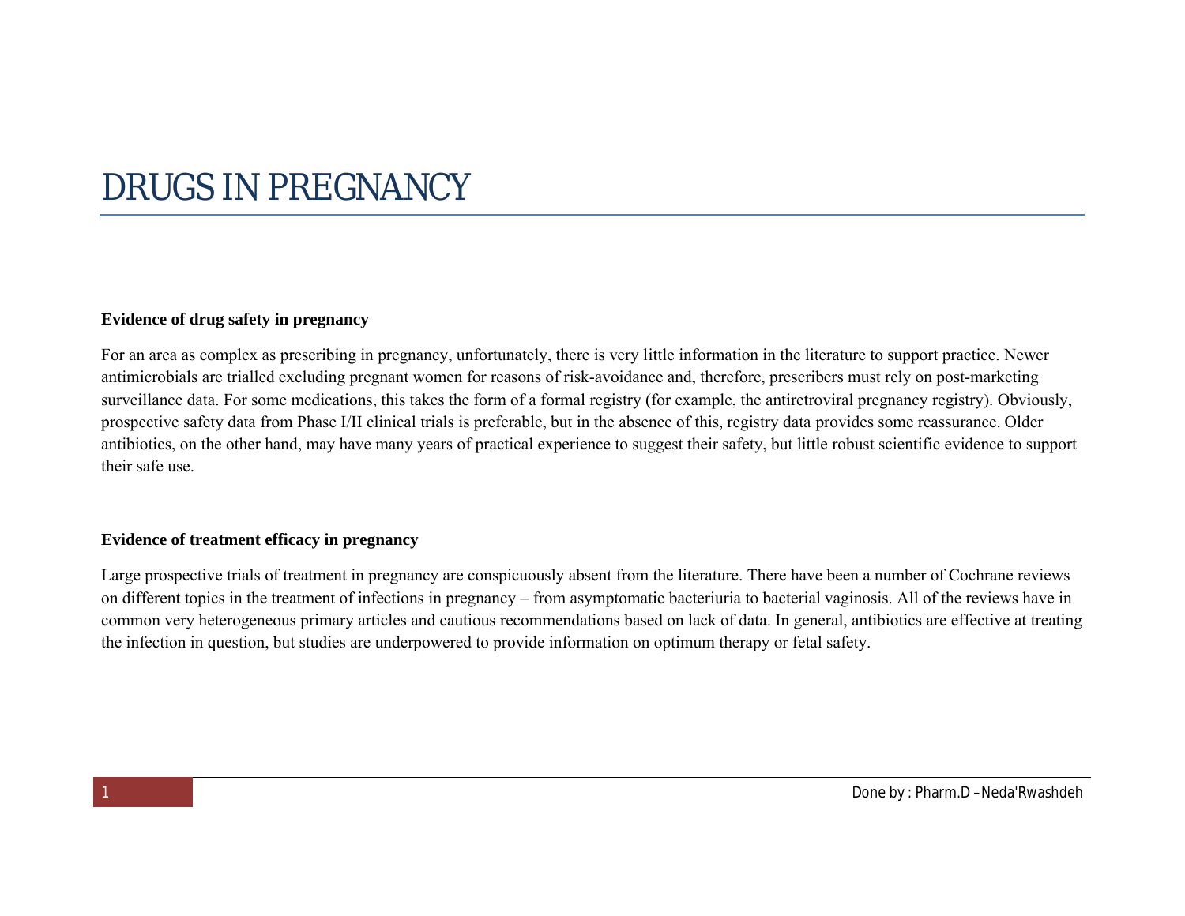# DRUGS IN PREGNANCY

**Evidence of drug safety in pregnancy**

For an area as complex as prescribing in pregnancy, unfortunately, there is very little information in the literature to support practice. Newer antimicrobials are trialled excluding pregnant women for reasons of risk-avoidance and, therefore, prescribers must rely on post-marketing surveillance data. For some medications, this takes the form of a formal registry (for example, the antiretroviral pregnancy registry). Obviously, prospective safety data from Phase I/II clinical trials is preferable, but in the absence of this, registry data provides some reassurance. Older antibiotics, on the other hand, may have many years of practical experience to suggest their safety, but little robust scientific evidence to support their safe use.

**Evidence of treatment efficacy in pregnancy**

Large prospective trials of treatment in pregnancy are conspicuously absent from the literature. There have been a number of Cochrane reviews on different topics in the treatment of infections in pregnancy – from asymptomatic bacteriuria to bacterial vaginosis. All of the reviews have in common very heterogeneous primary articles and cautious recommendations based on lack of data. In general, antibiotics are effective at treating the infection in question, but studies are underpowered to provide information on optimum therapy or fetal safety.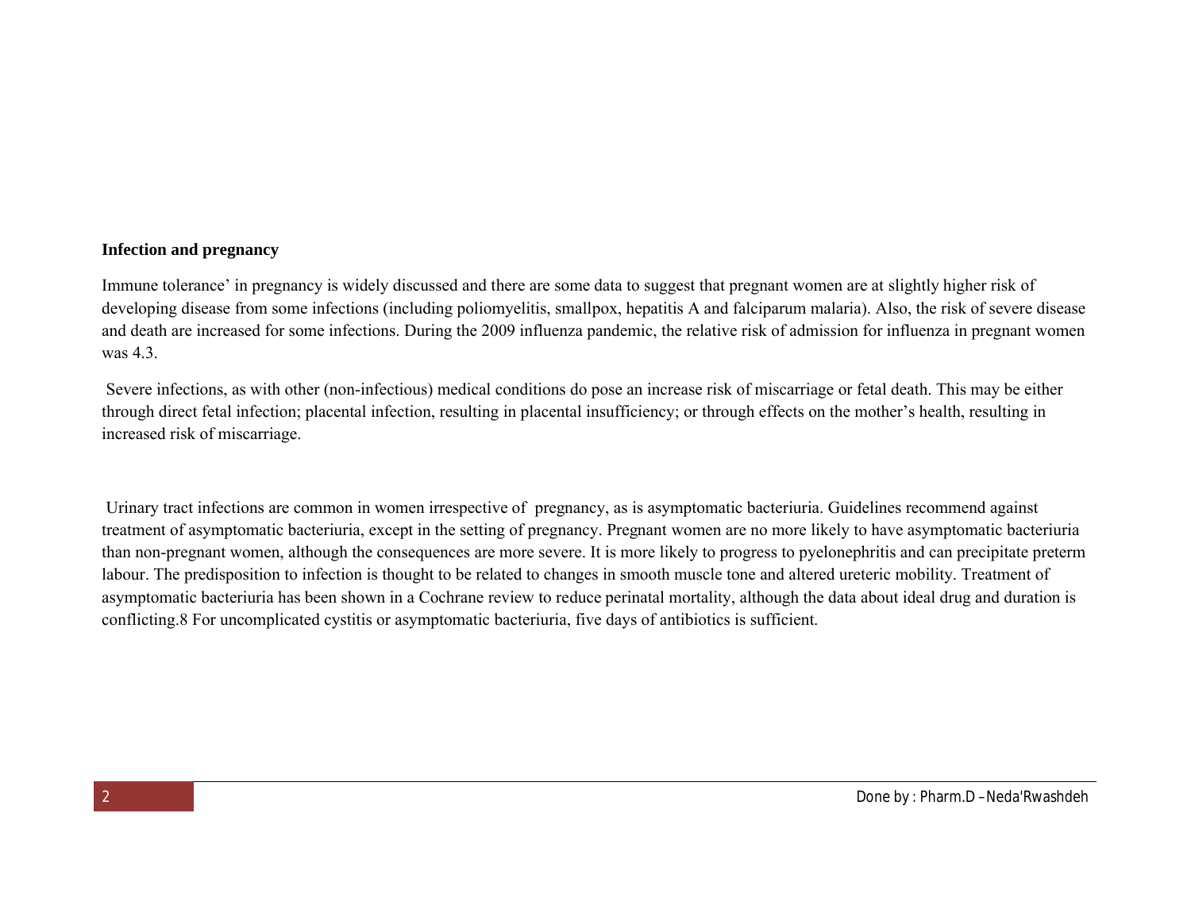**Infection and pregnancy**

Immune tolerance' in pregnancy is widely discussed and there are some data to suggest that pregnant women are at slightly higher risk of developing disease from some infections (including poliomyelitis, smallpox, hepatitis A and falciparum malaria). Also, the risk of severe disease and death are increased for some infections. During the 2009 influenza pandemic, the relative risk of admission for influenza in pregnant women was 4.3.

Severe infections, as with other (non-infectious) medical conditions do pose an increase risk of miscarriage or fetal death. This may be either through direct fetal infection; placental infection, resulting in placental insufficiency; or through effects on the mother's health, resulting in increased risk of miscarriage.

Urinary tract infections are common in women irrespective of pregnancy, as is asymptomatic bacteriuria. Guidelines recommend against treatment of asymptomatic bacteriuria, except in the setting of pregnancy. Pregnant women are no more likely to have asymptomatic bacteriuria than non-pregnant women, although the consequences are more severe. It is more likely to progress to pyelonephritis and can precipitate preterm labour. The predisposition to infection is thought to be related to changes in smooth muscle tone and altered ureteric mobility. Treatment of asymptomatic bacteriuria has been shown in a Cochrane review to reduce perinatal mortality, although the data about ideal drug and duration is conflicting.[8] For uncomplicated cystitis or asymptomatic bacteriuria, five days of antibiotics is sufficient.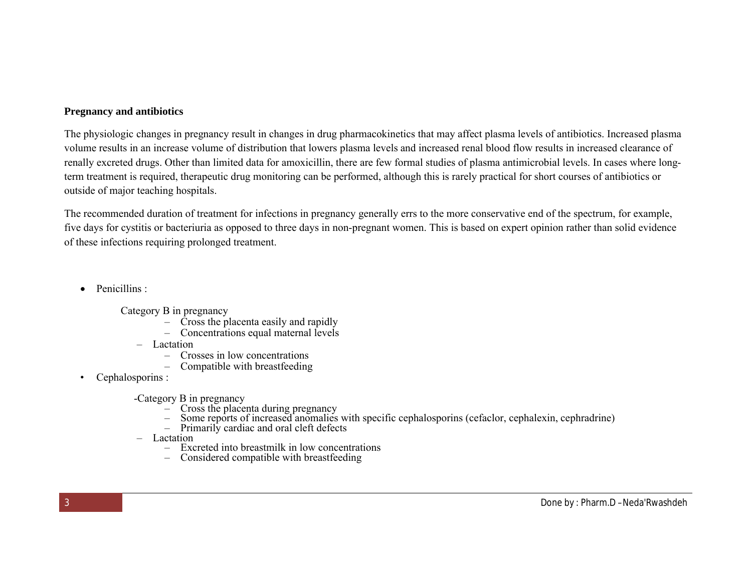**Pregnancy and antibiotics**

The physiologic changes in pregnancy result in changes in drug pharmacokinetics that may affect plasma levels of antibiotics. Increased plasma volume results in an increase volume of distribution that lowers plasma levels and increased renal blood flow results in increased clearance of renally excreted drugs. Other than limited data for amoxicillin, there are few formal studies of plasma antimicrobial levels. In cases where long-term treatment is required, therapeutic drug monitoring can be performed, although this is rarely practical for short courses of antibiotics or outside of major teaching hospitals.

The recommended duration of treatment for infections in pregnancy generally errs to the more conservative end of the spectrum, for example, five days for cystitis or bacteriuria as opposed to three days in non-pregnant women. This is based on expert opinion rather than solid evidence of these infections requiring prolonged treatment.

- Penicillins :

  Category B in pregnancy
    - Cross the placenta easily and rapidly
    - Concentrations equal maternal levels
  - Lactation
    - Crosses in low concentrations
    - Compatible with breastfeeding
- Cephalosporins :

  -Category B in pregnancy
    - Cross the placenta during pregnancy
    - Some reports of increased anomalies with specific cephalosporins (cefaclor, cephalexin, cephradrine)
    - Primarily cardiac and oral cleft defects
  - Lactation
    - Excreted into breastmilk in low concentrations
    - Considered compatible with breastfeeding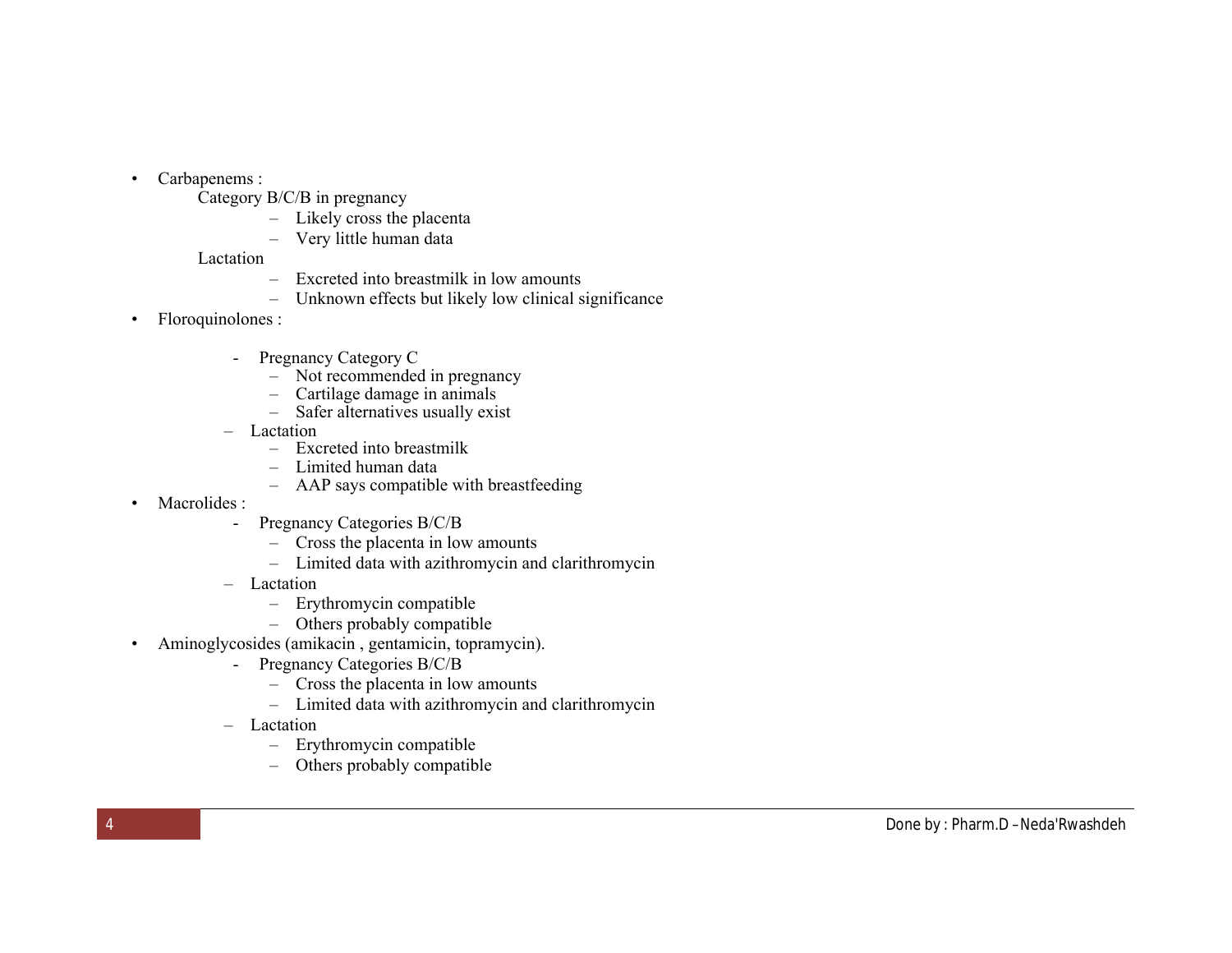- Carbapenems :
  - Category B/C/B in pregnancy
    - Likely cross the placenta
    - Very little human data
  - Lactation
    - Excreted into breastmilk in low amounts
    - Unknown effects but likely low clinical significance
- Floroquinolones :
  - Pregnancy Category C
    - Not recommended in pregnancy
    - Cartilage damage in animals
    - Safer alternatives usually exist
  - Lactation
    - Excreted into breastmilk
    - Limited human data
    - AAP says compatible with breastfeeding
- Macrolides :
  - Pregnancy Categories B/C/B
    - Cross the placenta in low amounts
    - Limited data with azithromycin and clarithromycin
  - Lactation
    - Erythromycin compatible
    - Others probably compatible
- Aminoglycosides (amikacin , gentamicin, topramycin).
  - Pregnancy Categories B/C/B
    - Cross the placenta in low amounts
    - Limited data with azithromycin and clarithromycin
  - Lactation
    - Erythromycin compatible
    - Others probably compatible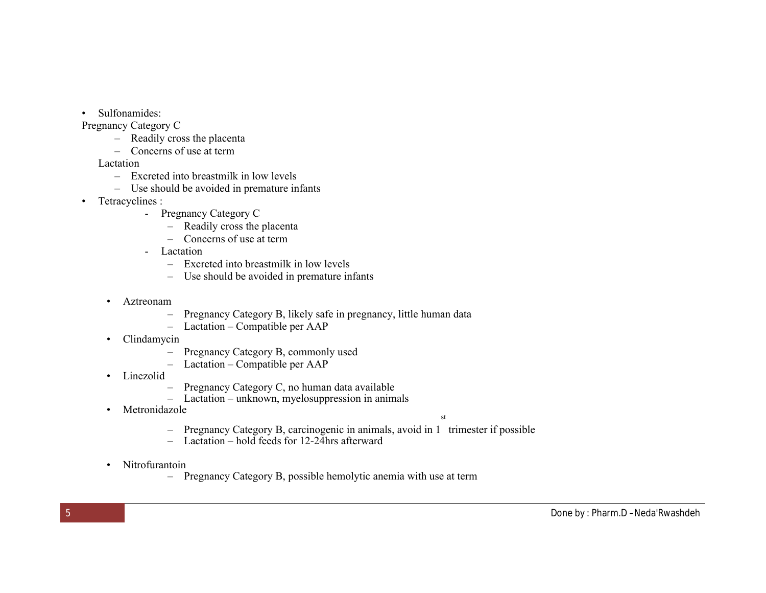- Sulfonamides:

Pregnancy Category C

  - Readily cross the placenta
  - Concerns of use at term

Lactation

  - Excreted into breastmilk in low levels
  - Use should be avoided in premature infants

- Tetracyclines :
  - Pregnancy Category C
    - Readily cross the placenta
    - Concerns of use at term
  - Lactation
    - Excreted into breastmilk in low levels
    - Use should be avoided in premature infants

- Aztreonam
  - Pregnancy Category B, likely safe in pregnancy, little human data
  - Lactation – Compatible per AAP
- Clindamycin
  - Pregnancy Category B, commonly used
  - Lactation – Compatible per AAP
- Linezolid
  - Pregnancy Category C, no human data available
  - Lactation – unknown, myelosuppression in animals
- Metronidazole
  - Pregnancy Category B, carcinogenic in animals, avoid in 1st trimester if possible
  - Lactation – hold feeds for 12-24hrs afterward

- Nitrofurantoin
  - Pregnancy Category B, possible hemolytic anemia with use at term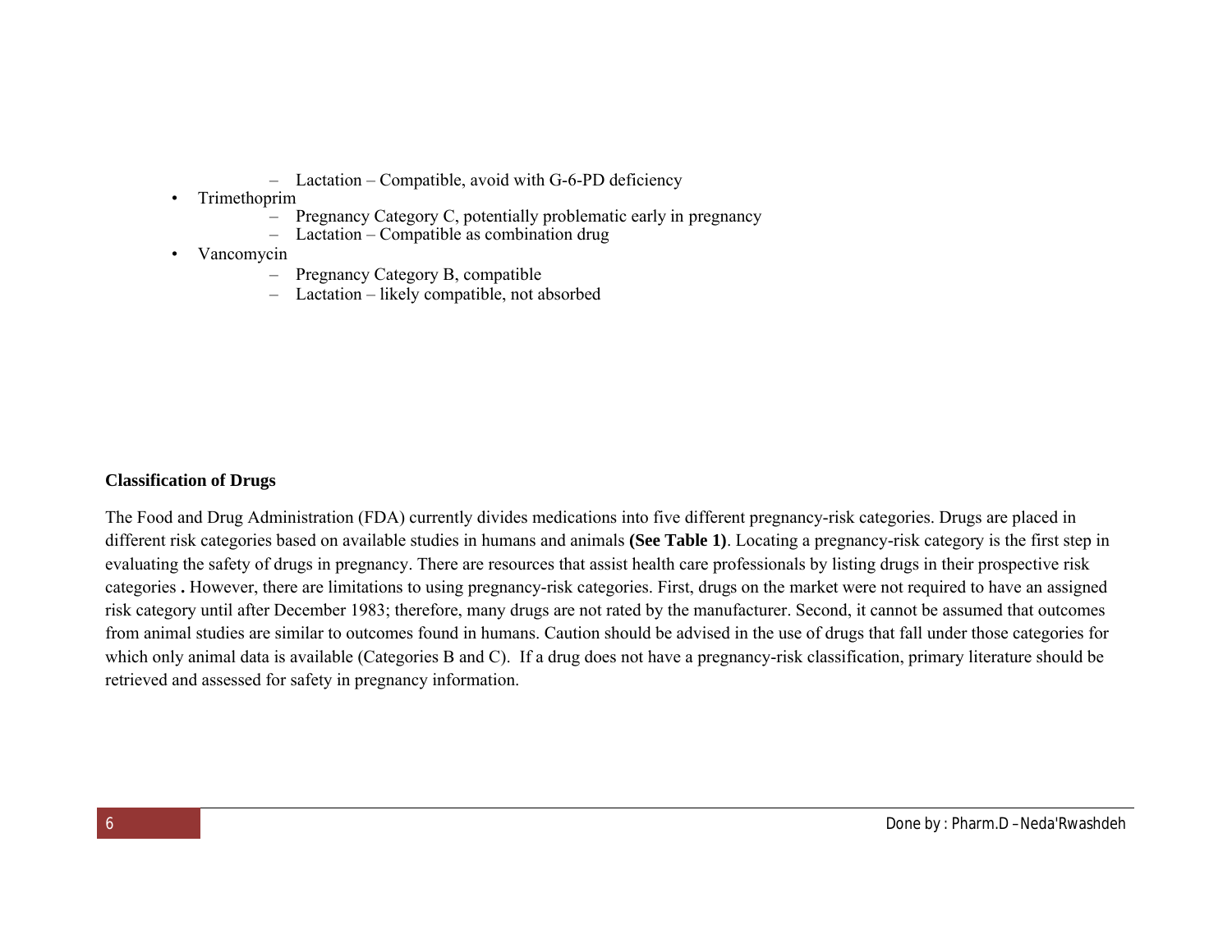- Lactation – Compatible, avoid with G-6-PD deficiency
- Trimethoprim
  - Pregnancy Category C, potentially problematic early in pregnancy
  - Lactation – Compatible as combination drug
- Vancomycin
  - Pregnancy Category B, compatible
  - Lactation – likely compatible, not absorbed

**Classification of Drugs**

The Food and Drug Administration (FDA) currently divides medications into five different pregnancy-risk categories. Drugs are placed in different risk categories based on available studies in humans and animals **(See Table 1)**. Locating a pregnancy-risk category is the first step in evaluating the safety of drugs in pregnancy. There are resources that assist health care professionals by listing drugs in their prospective risk categories **.** However, there are limitations to using pregnancy-risk categories. First, drugs on the market were not required to have an assigned risk category until after December 1983; therefore, many drugs are not rated by the manufacturer. Second, it cannot be assumed that outcomes from animal studies are similar to outcomes found in humans. Caution should be advised in the use of drugs that fall under those categories for which only animal data is available (Categories B and C). If a drug does not have a pregnancy-risk classification, primary literature should be retrieved and assessed for safety in pregnancy information.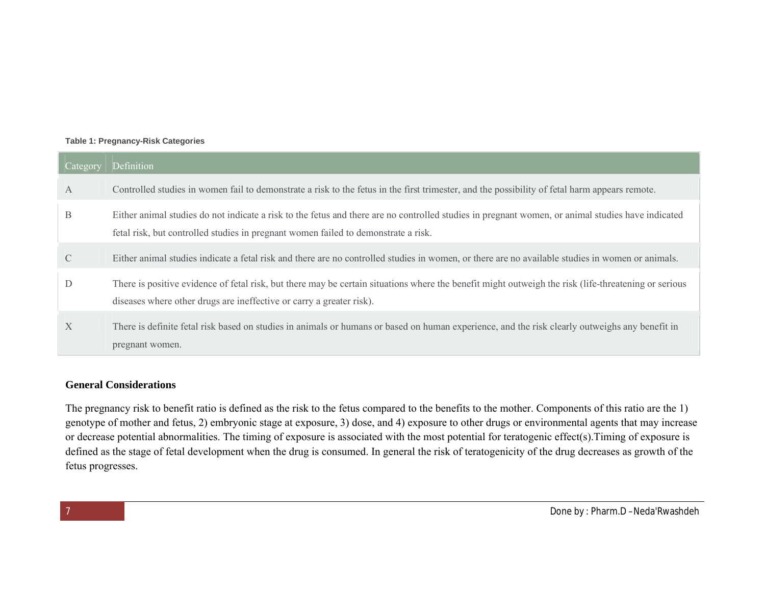**Table 1: Pregnancy-Risk Categories**

| Category | Definition |
|---|---|
| A | Controlled studies in women fail to demonstrate a risk to the fetus in the first trimester, and the possibility of fetal harm appears remote. |
| B | Either animal studies do not indicate a risk to the fetus and there are no controlled studies in pregnant women, or animal studies have indicated fetal risk, but controlled studies in pregnant women failed to demonstrate a risk. |
| C | Either animal studies indicate a fetal risk and there are no controlled studies in women, or there are no available studies in women or animals. |
| D | There is positive evidence of fetal risk, but there may be certain situations where the benefit might outweigh the risk (life-threatening or serious diseases where other drugs are ineffective or carry a greater risk). |
| X | There is definite fetal risk based on studies in animals or humans or based on human experience, and the risk clearly outweighs any benefit in pregnant women. |

**General Considerations**

The pregnancy risk to benefit ratio is defined as the risk to the fetus compared to the benefits to the mother. Components of this ratio are the 1) genotype of mother and fetus, 2) embryonic stage at exposure, 3) dose, and 4) exposure to other drugs or environmental agents that may increase or decrease potential abnormalities. The timing of exposure is associated with the most potential for teratogenic effect(s).Timing of exposure is defined as the stage of fetal development when the drug is consumed. In general the risk of teratogenicity of the drug decreases as growth of the fetus progresses.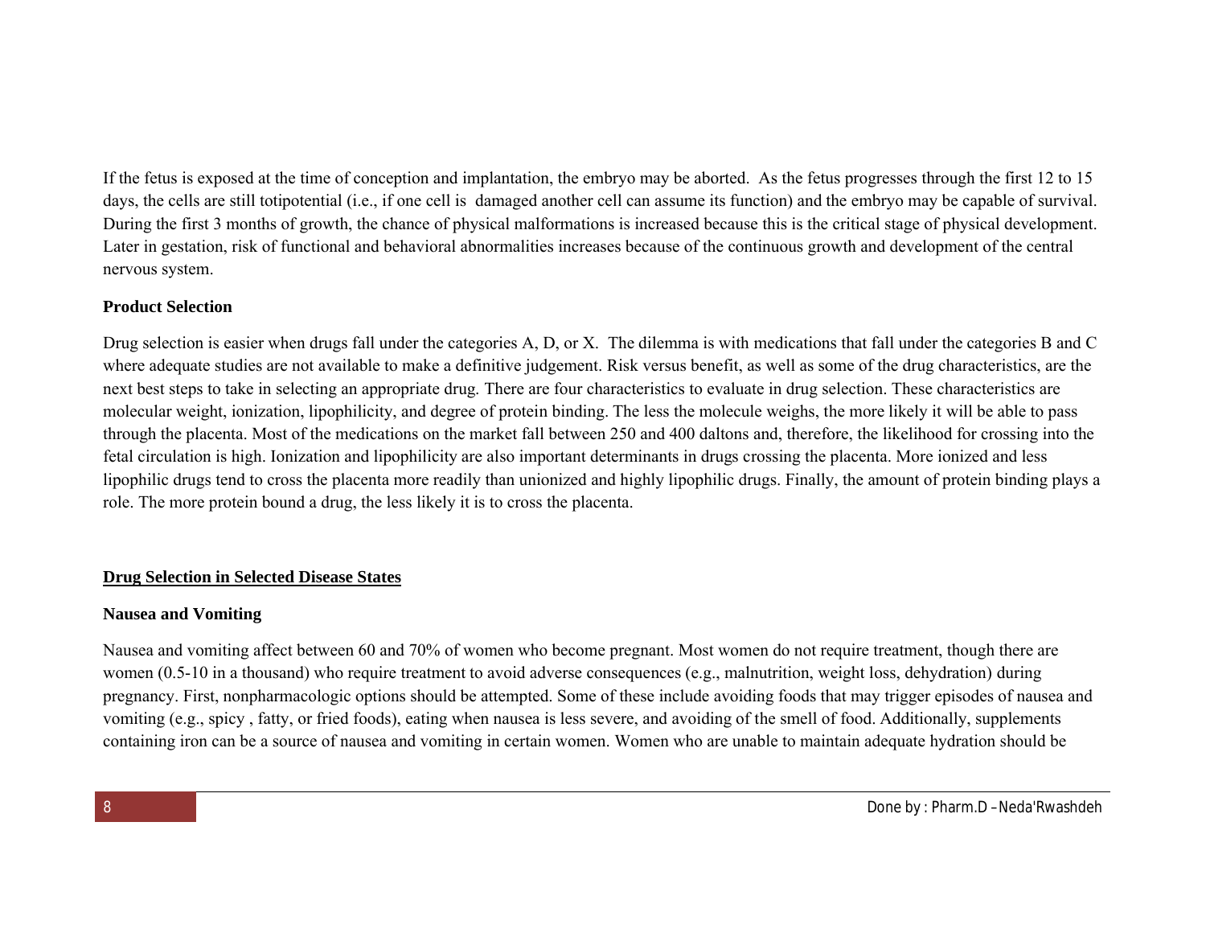If the fetus is exposed at the time of conception and implantation, the embryo may be aborted. As the fetus progresses through the first 12 to 15 days, the cells are still totipotential (i.e., if one cell is damaged another cell can assume its function) and the embryo may be capable of survival. During the first 3 months of growth, the chance of physical malformations is increased because this is the critical stage of physical development. Later in gestation, risk of functional and behavioral abnormalities increases because of the continuous growth and development of the central nervous system.

**Product Selection**

Drug selection is easier when drugs fall under the categories A, D, or X. The dilemma is with medications that fall under the categories B and C where adequate studies are not available to make a definitive judgement. Risk versus benefit, as well as some of the drug characteristics, are the next best steps to take in selecting an appropriate drug. There are four characteristics to evaluate in drug selection. These characteristics are molecular weight, ionization, lipophilicity, and degree of protein binding. The less the molecule weighs, the more likely it will be able to pass through the placenta. Most of the medications on the market fall between 250 and 400 daltons and, therefore, the likelihood for crossing into the fetal circulation is high. Ionization and lipophilicity are also important determinants in drugs crossing the placenta. More ionized and less lipophilic drugs tend to cross the placenta more readily than unionized and highly lipophilic drugs. Finally, the amount of protein binding plays a role. The more protein bound a drug, the less likely it is to cross the placenta.

## <u>Drug Selection in Selected Disease States</u>

**Nausea and Vomiting**

Nausea and vomiting affect between 60 and 70% of women who become pregnant. Most women do not require treatment, though there are women (0.5-10 in a thousand) who require treatment to avoid adverse consequences (e.g., malnutrition, weight loss, dehydration) during pregnancy. First, nonpharmacologic options should be attempted. Some of these include avoiding foods that may trigger episodes of nausea and vomiting (e.g., spicy , fatty, or fried foods), eating when nausea is less severe, and avoiding of the smell of food. Additionally, supplements containing iron can be a source of nausea and vomiting in certain women. Women who are unable to maintain adequate hydration should be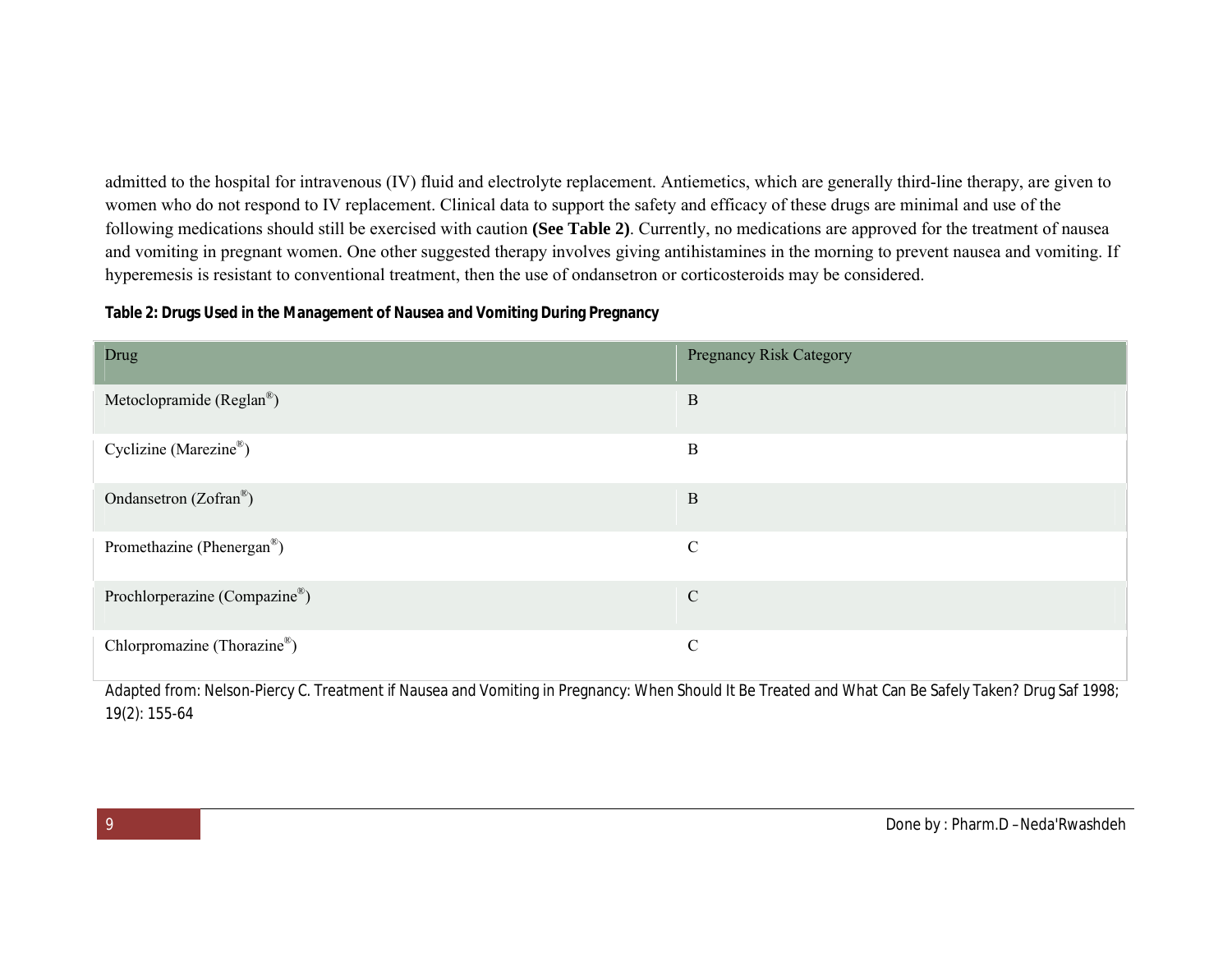admitted to the hospital for intravenous (IV) fluid and electrolyte replacement. Antiemetics, which are generally third-line therapy, are given to women who do not respond to IV replacement. Clinical data to support the safety and efficacy of these drugs are minimal and use of the following medications should still be exercised with caution **(See Table 2)**. Currently, no medications are approved for the treatment of nausea and vomiting in pregnant women. One other suggested therapy involves giving antihistamines in the morning to prevent nausea and vomiting. If hyperemesis is resistant to conventional treatment, then the use of ondansetron or corticosteroids may be considered.

**Table 2: Drugs Used in the Management of Nausea and Vomiting During Pregnancy**

| Drug | Pregnancy Risk Category |
| --- | --- |
| Metoclopramide (Reglan®) | B |
| Cyclizine (Marezine®) | B |
| Ondansetron (Zofran®) | B |
| Promethazine (Phenergan®) | C |
| Prochlorperazine (Compazine®) | C |
| Chlorpromazine (Thorazine®) | C |

Adapted from: Nelson-Piercy C. Treatment if Nausea and Vomiting in Pregnancy: When Should It Be Treated and What Can Be Safely Taken? Drug Saf 1998; 19(2): 155-64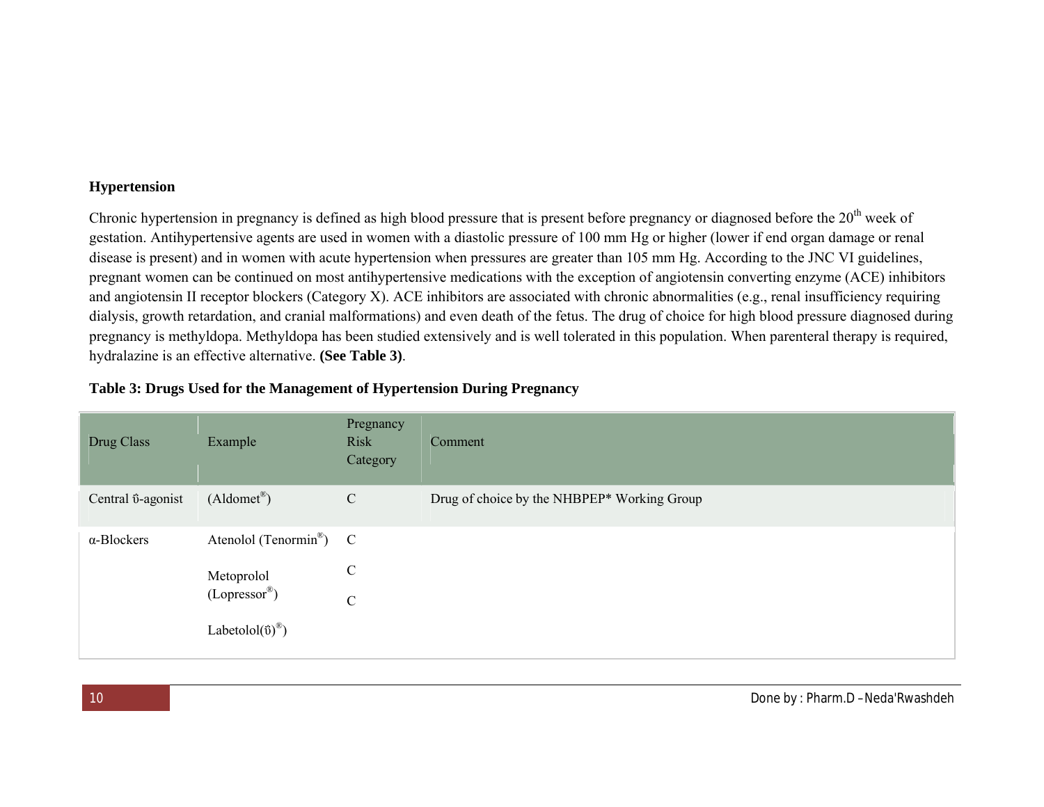## Hypertension

Chronic hypertension in pregnancy is defined as high blood pressure that is present before pregnancy or diagnosed before the 20th week of gestation. Antihypertensive agents are used in women with a diastolic pressure of 100 mm Hg or higher (lower if end organ damage or renal disease is present) and in women with acute hypertension when pressures are greater than 105 mm Hg. According to the JNC VI guidelines, pregnant women can be continued on most antihypertensive medications with the exception of angiotensin converting enzyme (ACE) inhibitors and angiotensin II receptor blockers (Category X). ACE inhibitors are associated with chronic abnormalities (e.g., renal insufficiency requiring dialysis, growth retardation, and cranial malformations) and even death of the fetus. The drug of choice for high blood pressure diagnosed during pregnancy is methyldopa. Methyldopa has been studied extensively and is well tolerated in this population. When parenteral therapy is required, hydralazine is an effective alternative. **(See Table 3)**.

**Table 3: Drugs Used for the Management of Hypertension During Pregnancy**

| Drug Class | Example | Pregnancy Risk Category | Comment |
|---|---|---|---|
| Central ΰ-agonist | (Aldomet®) | C | Drug of choice by the NHBPEP* Working Group |
| α-Blockers | Atenolol (Tenormin®) | C | |
| | Metoprolol (Lopressor®) | C | |
| | Labetolol(ΰ)® | C | |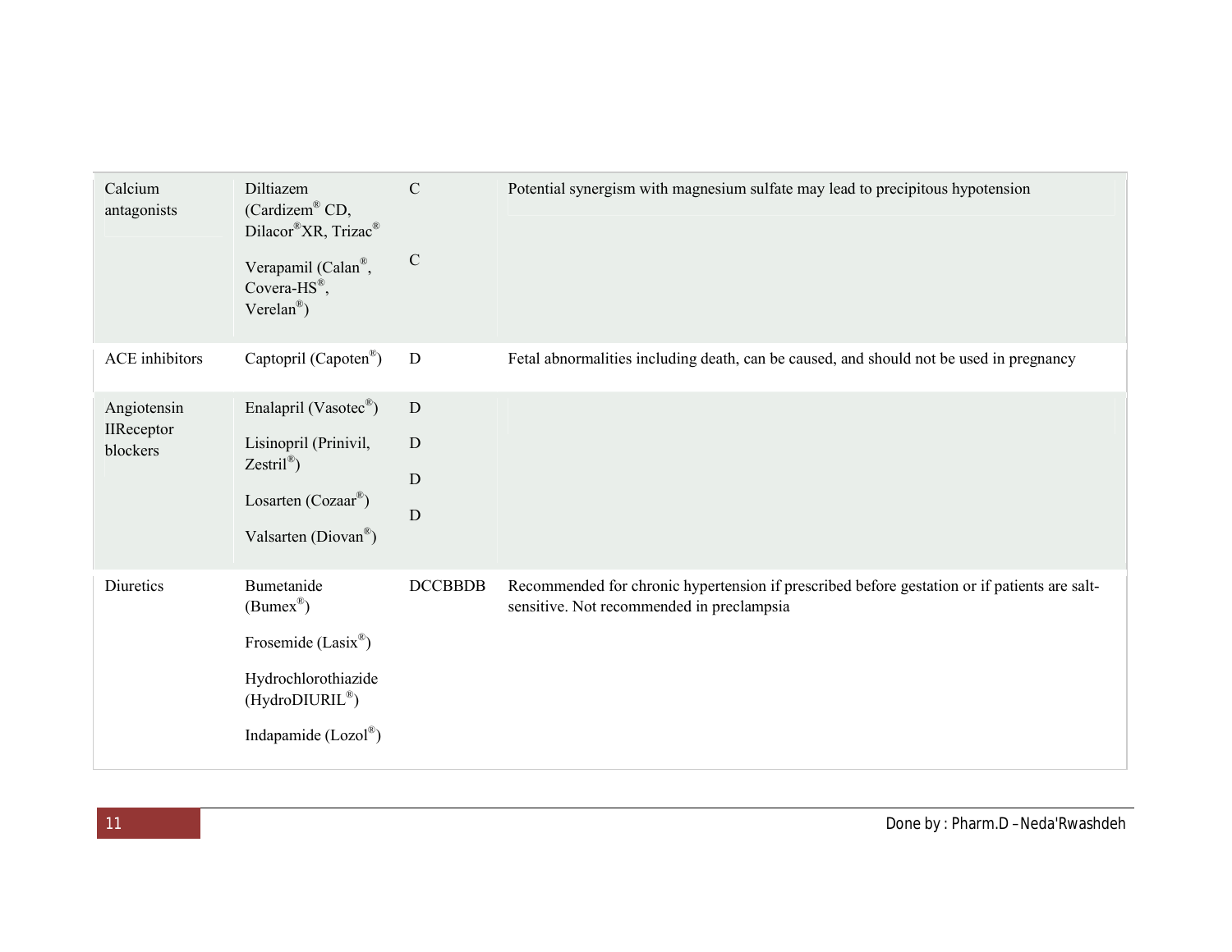| | | | |
|---|---|---|---|
| Calcium antagonists | Diltiazem (Cardizem® CD, Dilacor®XR, Trizac®<br><br>Verapamil (Calan®, Covera-HS®, Verelan®) | C<br><br>C | Potential synergism with magnesium sulfate may lead to precipitous hypotension |
| ACE inhibitors | Captopril (Capoten®) | D | Fetal abnormalities including death, can be caused, and should not be used in pregnancy |
| Angiotensin IIReceptor blockers | Enalapril (Vasotec®)<br><br>Lisinopril (Prinivil, Zestril®)<br><br>Losarten (Cozaar®)<br><br>Valsarten (Diovan®) | D<br><br>D<br><br>D<br><br>D | |
| Diuretics | Bumetanide (Bumex®)<br><br>Frosemide (Lasix®)<br><br>Hydrochlorothiazide (HydroDIURIL®)<br><br>Indapamide (Lozol®) | DCCBBDB | Recommended for chronic hypertension if prescribed before gestation or if patients are salt-sensitive. Not recommended in preclampsia |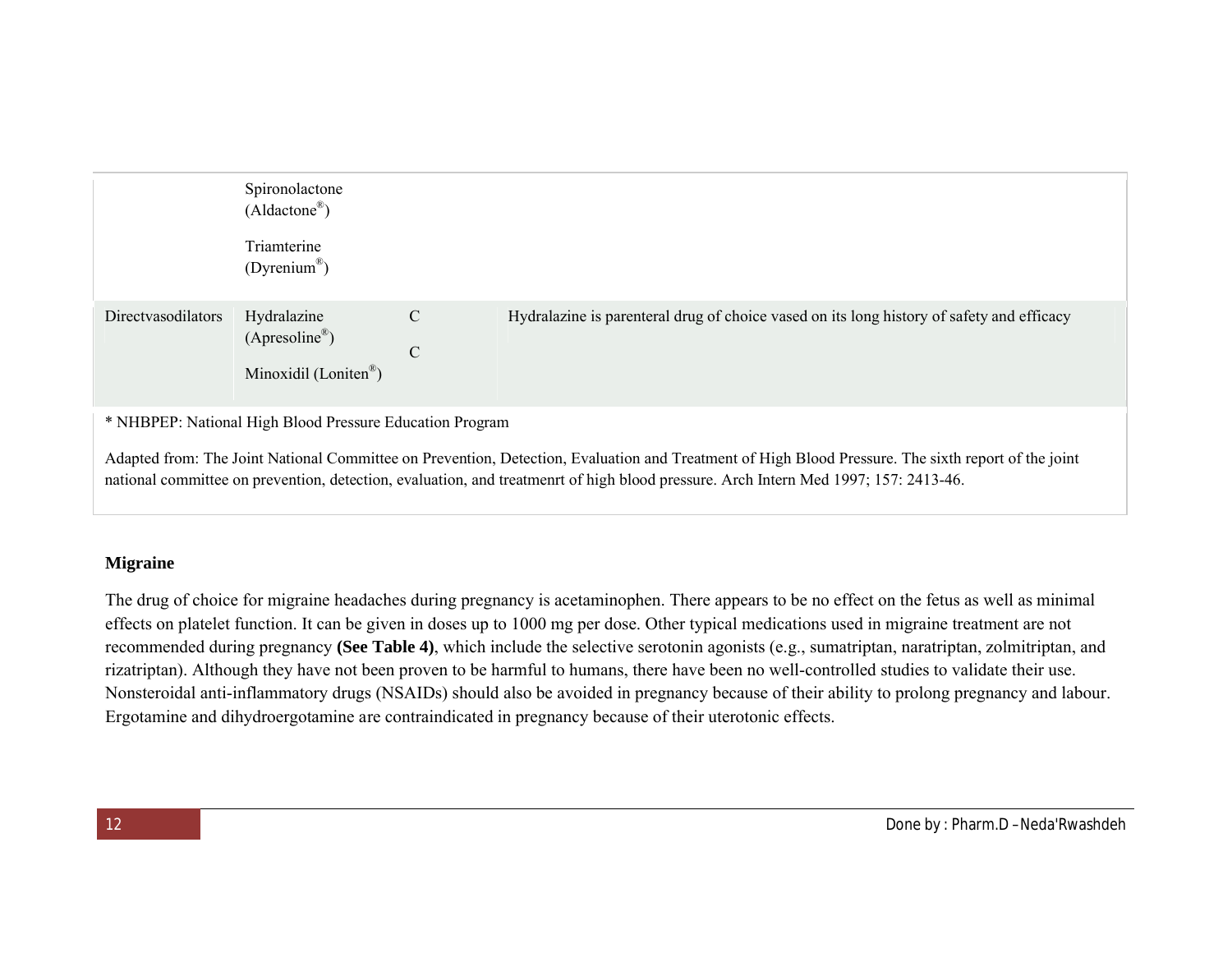| | | | |
|---|---|---|---|
| | Spironolactone (Aldactone®)<br><br>Triamterine (Dyrenium®) | | |
| Directvasodilators | Hydralazine (Apresoline®)<br><br>Minoxidil (Loniten®) | C<br><br>C | Hydralazine is parenteral drug of choice vased on its long history of safety and efficacy |

* NHBPEP: National High Blood Pressure Education Program

Adapted from: The Joint National Committee on Prevention, Detection, Evaluation and Treatment of High Blood Pressure. The sixth report of the joint national committee on prevention, detection, evaluation, and treatmenrt of high blood pressure. Arch Intern Med 1997; 157: 2413-46.

### Migraine

The drug of choice for migraine headaches during pregnancy is acetaminophen. There appears to be no effect on the fetus as well as minimal effects on platelet function. It can be given in doses up to 1000 mg per dose. Other typical medications used in migraine treatment are not recommended during pregnancy **(See Table 4)**, which include the selective serotonin agonists (e.g., sumatriptan, naratriptan, zolmitriptan, and rizatriptan). Although they have not been proven to be harmful to humans, there have been no well-controlled studies to validate their use. Nonsteroidal anti-inflammatory drugs (NSAIDs) should also be avoided in pregnancy because of their ability to prolong pregnancy and labour. Ergotamine and dihydroergotamine are contraindicated in pregnancy because of their uterotonic effects.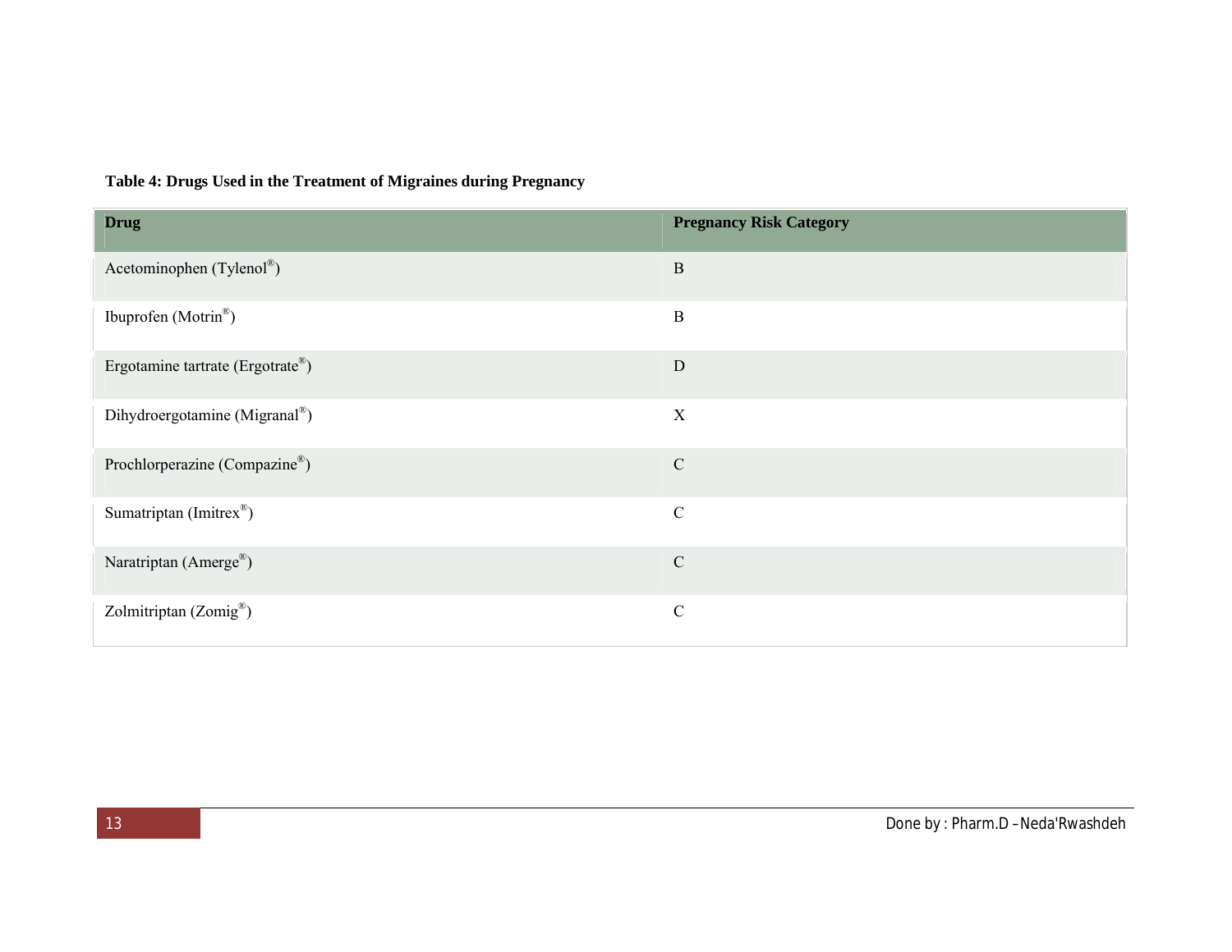**Table 4: Drugs Used in the Treatment of Migraines during Pregnancy**

| Drug | Pregnancy Risk Category |
| --- | --- |
| Acetominophen (Tylenol®) | B |
| Ibuprofen (Motrin®) | B |
| Ergotamine tartrate (Ergotrate®) | D |
| Dihydroergotamine (Migranal®) | X |
| Prochlorperazine (Compazine®) | C |
| Sumatriptan (Imitrex®) | C |
| Naratriptan (Amerge®) | C |
| Zolmitriptan (Zomig®) | C |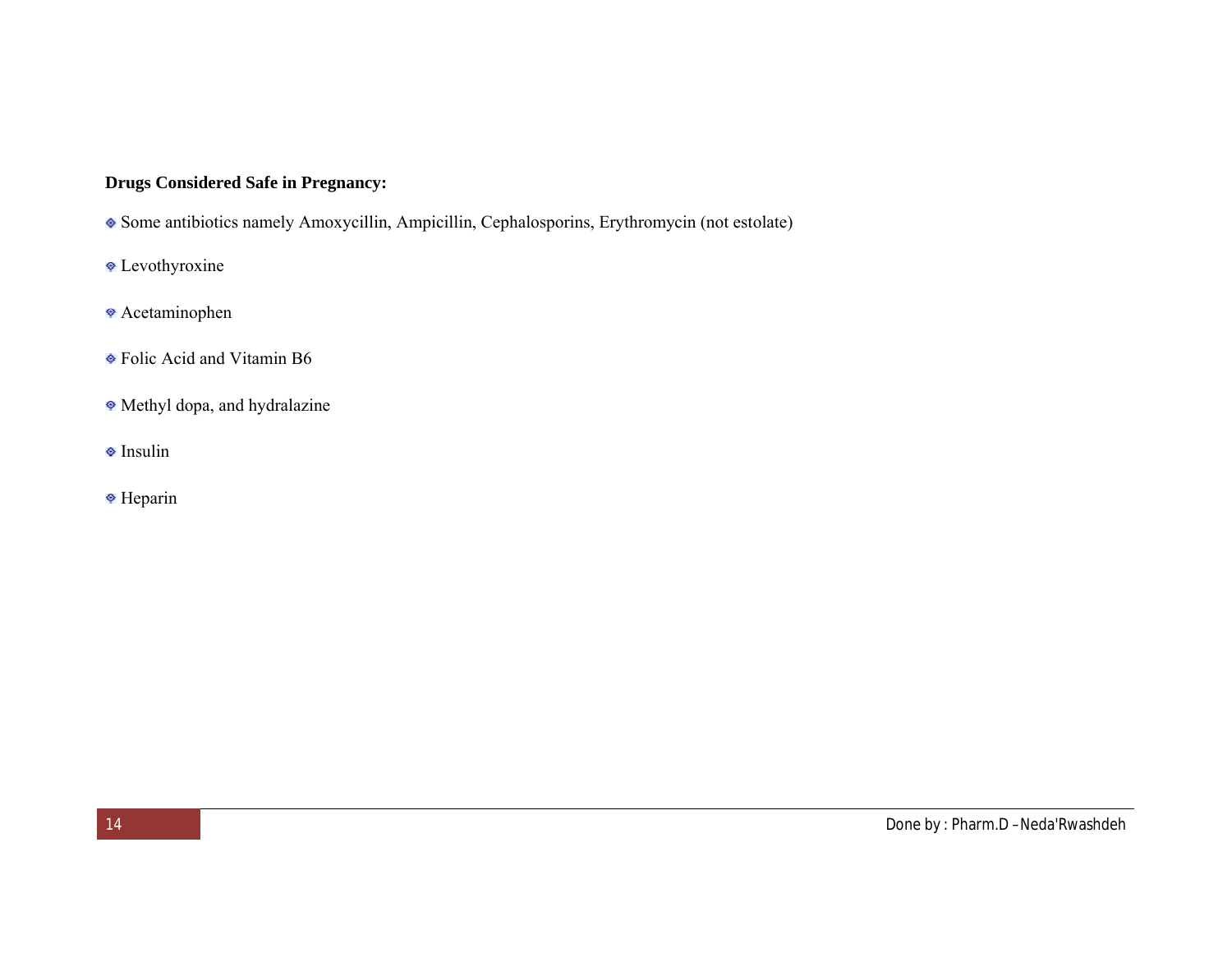**Drugs Considered Safe in Pregnancy:**

- Some antibiotics namely Amoxycillin, Ampicillin, Cephalosporins, Erythromycin (not estolate)
- Levothyroxine
- Acetaminophen
- Folic Acid and Vitamin B6
- Methyl dopa, and hydralazine
- Insulin
- Heparin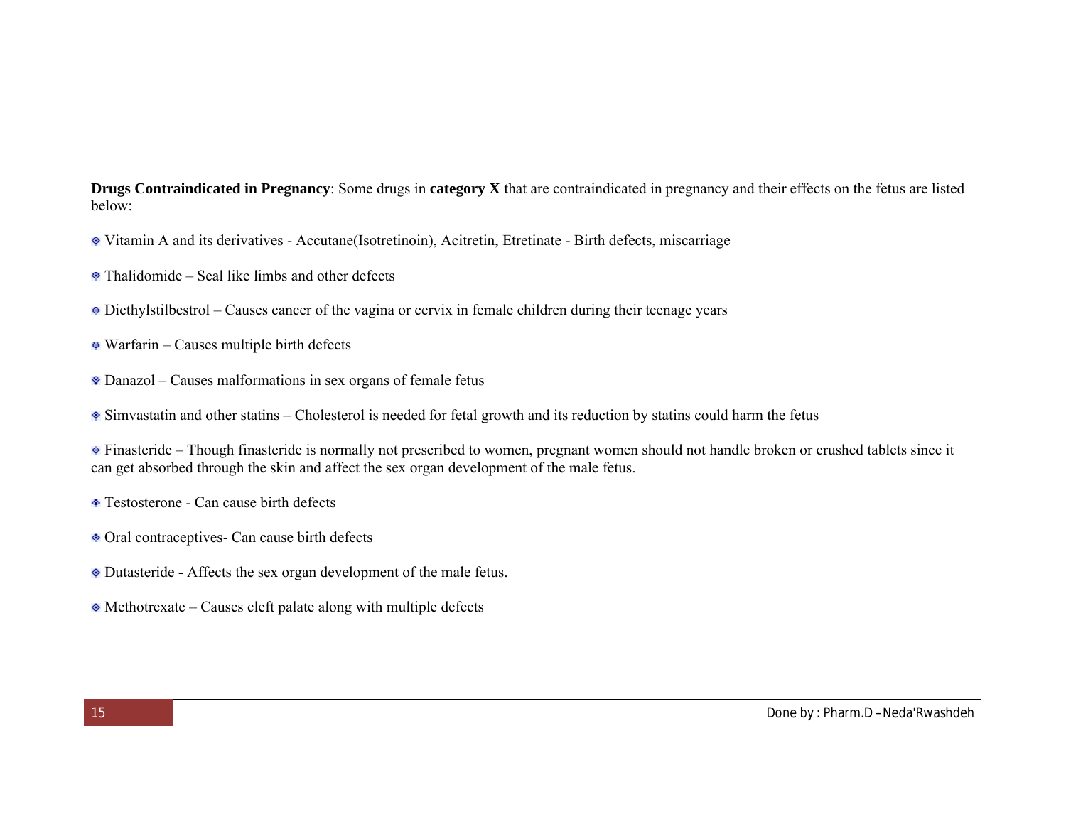**Drugs Contraindicated in Pregnancy**: Some drugs in **category X** that are contraindicated in pregnancy and their effects on the fetus are listed below:

- Vitamin A and its derivatives - Accutane(Isotretinoin), Acitretin, Etretinate - Birth defects, miscarriage
- Thalidomide – Seal like limbs and other defects
- Diethylstilbestrol – Causes cancer of the vagina or cervix in female children during their teenage years
- Warfarin – Causes multiple birth defects
- Danazol – Causes malformations in sex organs of female fetus
- Simvastatin and other statins – Cholesterol is needed for fetal growth and its reduction by statins could harm the fetus
- Finasteride – Though finasteride is normally not prescribed to women, pregnant women should not handle broken or crushed tablets since it can get absorbed through the skin and affect the sex organ development of the male fetus.
- Testosterone - Can cause birth defects
- Oral contraceptives- Can cause birth defects
- Dutasteride - Affects the sex organ development of the male fetus.
- Methotrexate – Causes cleft palate along with multiple defects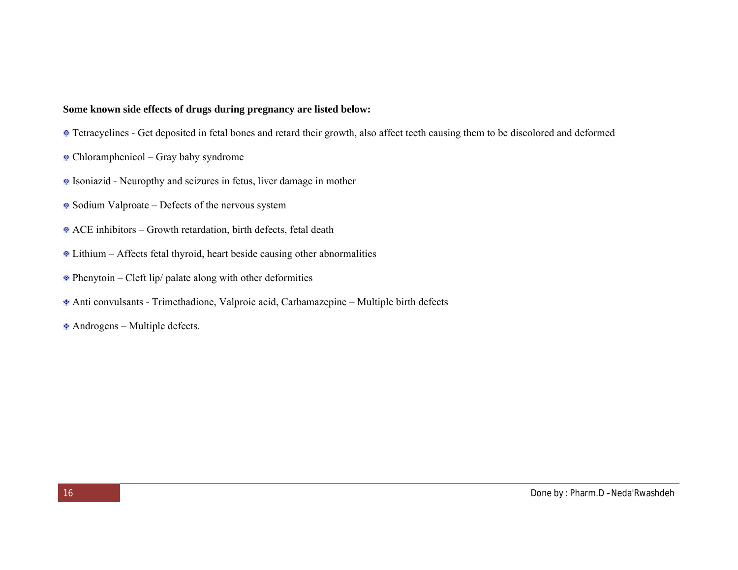**Some known side effects of drugs during pregnancy are listed below:**

- Tetracyclines - Get deposited in fetal bones and retard their growth, also affect teeth causing them to be discolored and deformed
- Chloramphenicol – Gray baby syndrome
- Isoniazid - Neuropthy and seizures in fetus, liver damage in mother
- Sodium Valproate – Defects of the nervous system
- ACE inhibitors – Growth retardation, birth defects, fetal death
- Lithium – Affects fetal thyroid, heart beside causing other abnormalities
- Phenytoin – Cleft lip/ palate along with other deformities
- Anti convulsants - Trimethadione, Valproic acid, Carbamazepine – Multiple birth defects
- Androgens – Multiple defects.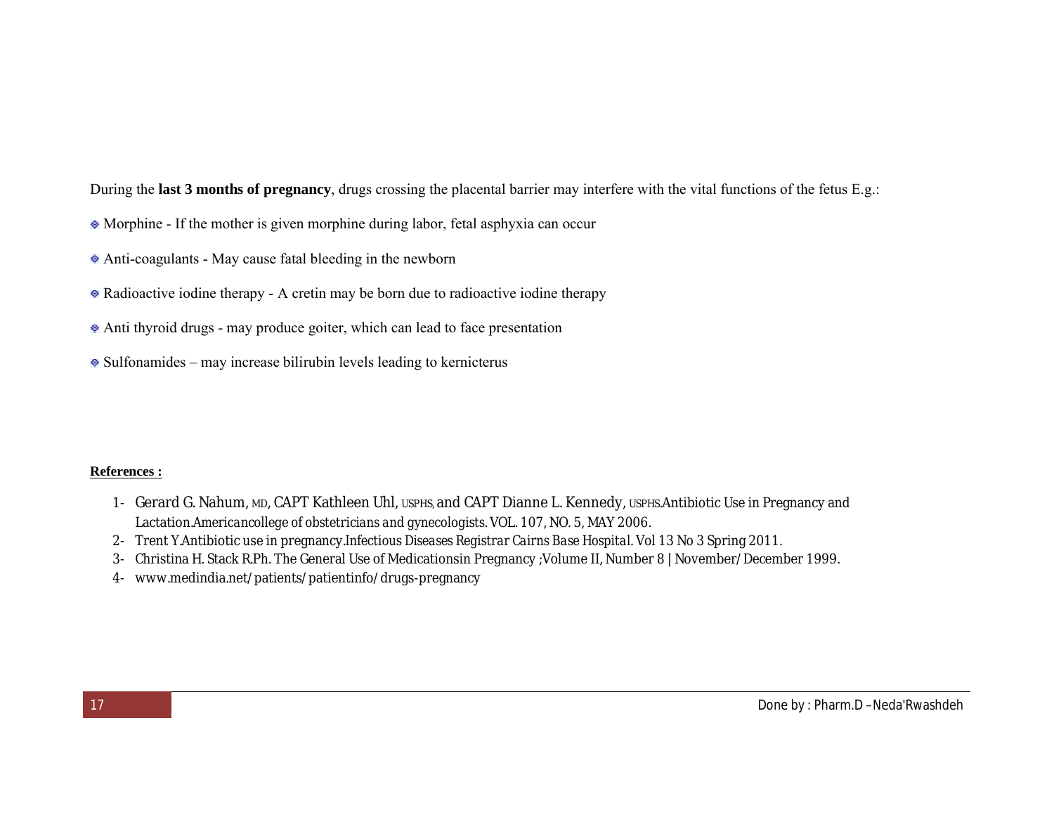During the **last 3 months of pregnancy**, drugs crossing the placental barrier may interfere with the vital functions of the fetus E.g.:

- Morphine - If the mother is given morphine during labor, fetal asphyxia can occur
- Anti-coagulants - May cause fatal bleeding in the newborn
- Radioactive iodine therapy - A cretin may be born due to radioactive iodine therapy
- Anti thyroid drugs - may produce goiter, which can lead to face presentation
- Sulfonamides – may increase bilirubin levels leading to kernicterus

**References :**

1- Gerard G. Nahum, MD, CAPT Kathleen Uhl, USPHS, and CAPT Dianne L. Kennedy, USPHS.Antibiotic Use in Pregnancy and Lactation.Americancollege of obstetricians and gynecologists. VOL. 107, NO. 5, MAY 2006.
2- Trent Y.Antibiotic use in pregnancy.Infectious Diseases Registrar Cairns Base Hospital. Vol 13 No 3 Spring 2011.
3- Christina H. Stack R.Ph. The General Use of Medicationsin Pregnancy ;Volume II, Number 8 | November/December 1999.
4- www.medindia.net/patients/patientinfo/drugs-pregnancy